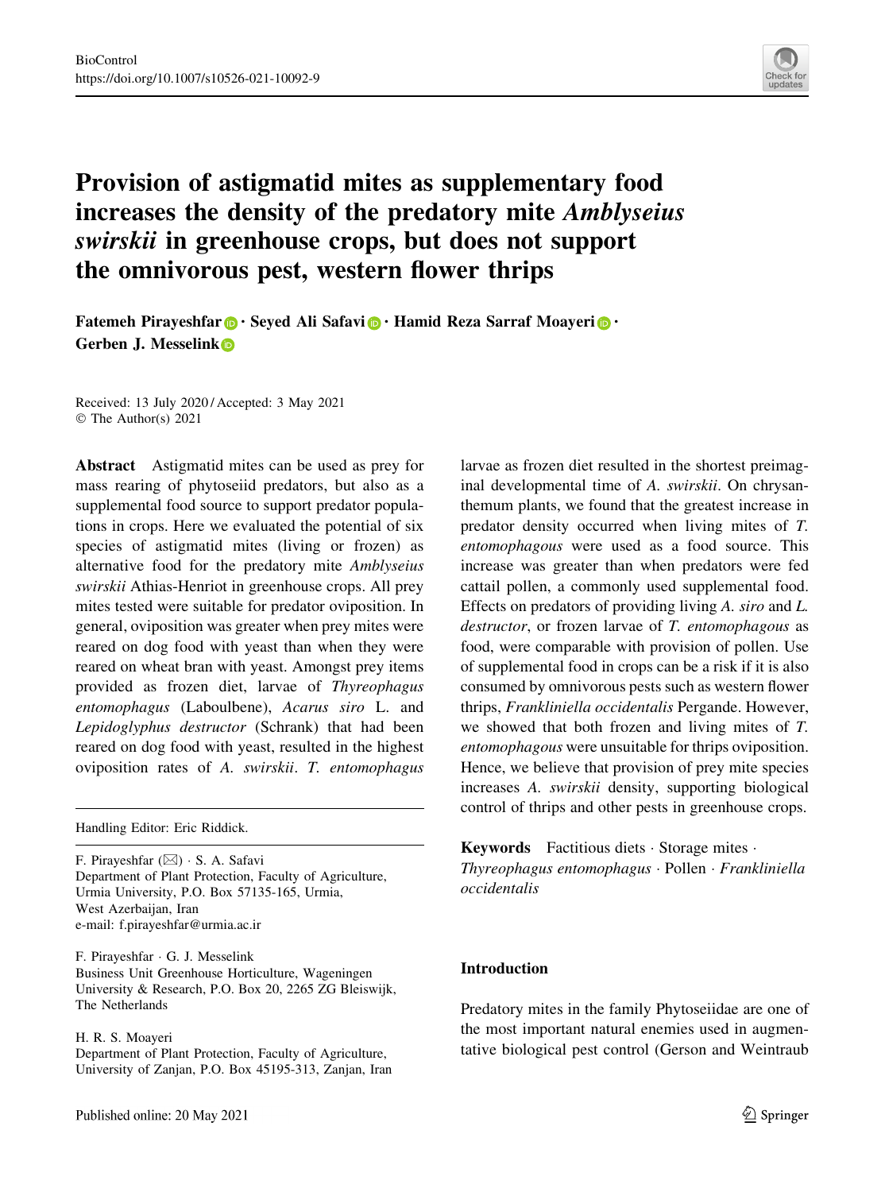# Provision of astigmatid mites as supplementary food increases the density of the predatory mite *Amblyseius swirskii* in greenhouse crops, but does not support the omnivorous pest, western flower thrips

**Fatemeh Pirayeshfar · Seyed Ali Safavi · Hamid Reza Sarraf Moayeri · Gerben J. Messelink**

Received: 13 July 2020 / Accepted: 3 May 2021
© The Author(s) 2021

**Abstract** Astigmatid mites can be used as prey for mass rearing of phytoseiid predators, but also as a supplemental food source to support predator populations in crops. Here we evaluated the potential of six species of astigmatid mites (living or frozen) as alternative food for the predatory mite *Amblyseius swirskii* Athias-Henriot in greenhouse crops. All prey mites tested were suitable for predator oviposition. In general, oviposition was greater when prey mites were reared on dog food with yeast than when they were reared on wheat bran with yeast. Amongst prey items provided as frozen diet, larvae of *Thyreophagus entomophagus* (Laboulbene), *Acarus siro* L. and *Lepidoglyphus destructor* (Schrank) that had been reared on dog food with yeast, resulted in the highest oviposition rates of *A. swirskii*. *T. entomophagus* larvae as frozen diet resulted in the shortest preimaginal developmental time of *A. swirskii*. On chrysanthemum plants, we found that the greatest increase in predator density occurred when living mites of *T. entomophagous* were used as a food source. This increase was greater than when predators were fed cattail pollen, a commonly used supplemental food. Effects on predators of providing living *A. siro* and *L. destructor*, or frozen larvae of *T. entomophagous* as food, were comparable with provision of pollen. Use of supplemental food in crops can be a risk if it is also consumed by omnivorous pests such as western flower thrips, *Frankliniella occidentalis* Pergande. However, we showed that both frozen and living mites of *T. entomophagous* were unsuitable for thrips oviposition. Hence, we believe that provision of prey mite species increases *A. swirskii* density, supporting biological control of thrips and other pests in greenhouse crops.

**Keywords** Factitious diets · Storage mites · *Thyreophagus entomophagus* · Pollen · *Frankliniella occidentalis*

Handling Editor: Eric Riddick.

F. Pirayeshfar (✉) · S. A. Safavi
Department of Plant Protection, Faculty of Agriculture, Urmia University, P.O. Box 57135-165, Urmia, West Azerbaijan, Iran
e-mail: f.pirayeshfar@urmia.ac.ir

F. Pirayeshfar · G. J. Messelink
Business Unit Greenhouse Horticulture, Wageningen University & Research, P.O. Box 20, 2265 ZG Bleiswijk, The Netherlands

H. R. S. Moayeri
Department of Plant Protection, Faculty of Agriculture, University of Zanjan, P.O. Box 45195-313, Zanjan, Iran

## Introduction

Predatory mites in the family Phytoseiidae are one of the most important natural enemies used in augmentative biological pest control (Gerson and Weintraub

Published online: 20 May 2021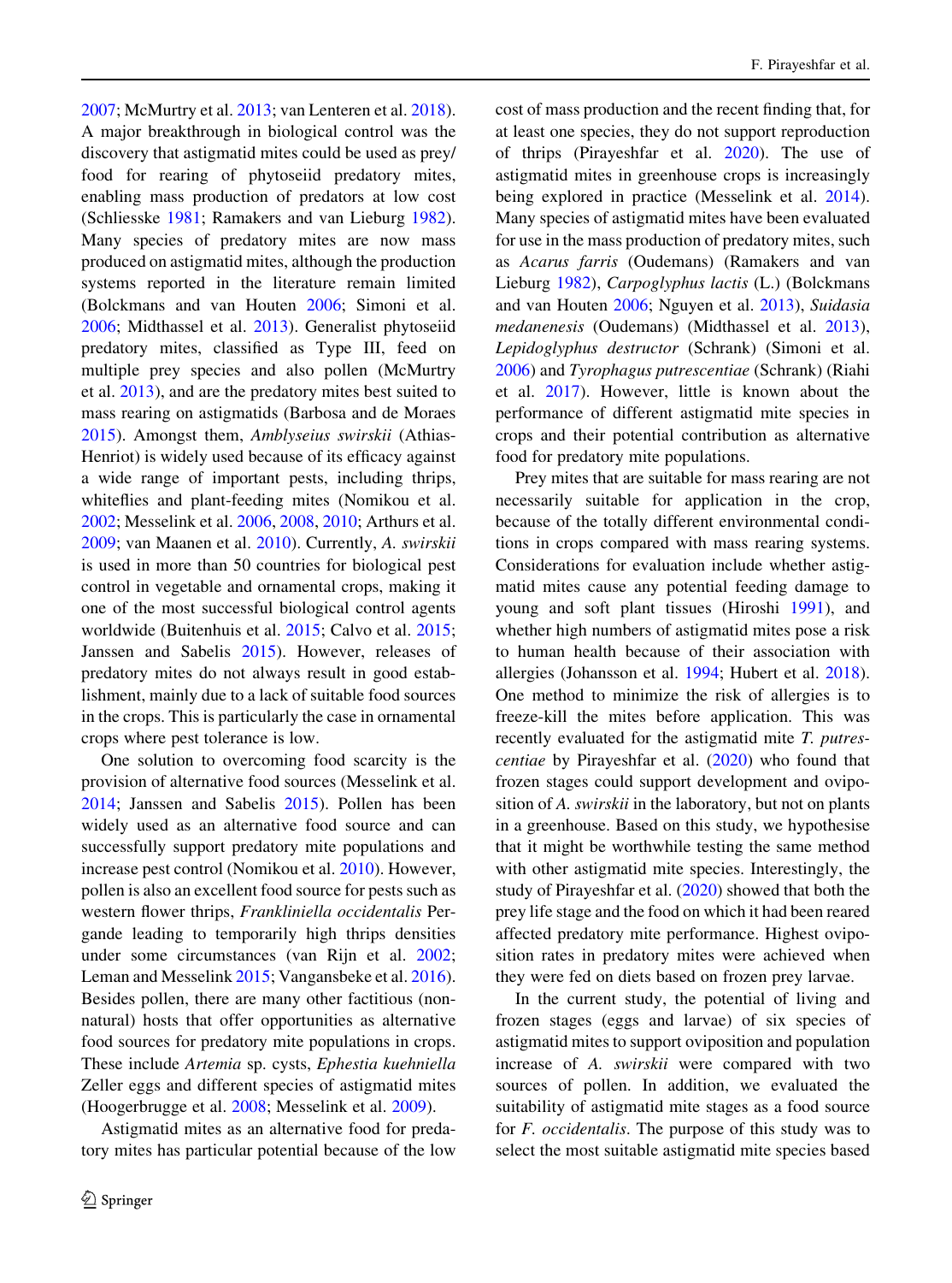2007; McMurtry et al. 2013; van Lenteren et al. 2018). A major breakthrough in biological control was the discovery that astigmatid mites could be used as prey/food for rearing of phytoseiid predatory mites, enabling mass production of predators at low cost (Schliesske 1981; Ramakers and van Lieburg 1982). Many species of predatory mites are now mass produced on astigmatid mites, although the production systems reported in the literature remain limited (Bolckmans and van Houten 2006; Simoni et al. 2006; Midthassel et al. 2013). Generalist phytoseiid predatory mites, classified as Type III, feed on multiple prey species and also pollen (McMurtry et al. 2013), and are the predatory mites best suited to mass rearing on astigmatids (Barbosa and de Moraes 2015). Amongst them, *Amblyseius swirskii* (Athias-Henriot) is widely used because of its efficacy against a wide range of important pests, including thrips, whiteflies and plant-feeding mites (Nomikou et al. 2002; Messelink et al. 2006, 2008, 2010; Arthurs et al. 2009; van Maanen et al. 2010). Currently, *A. swirskii* is used in more than 50 countries for biological pest control in vegetable and ornamental crops, making it one of the most successful biological control agents worldwide (Buitenhuis et al. 2015; Calvo et al. 2015; Janssen and Sabelis 2015). However, releases of predatory mites do not always result in good establishment, mainly due to a lack of suitable food sources in the crops. This is particularly the case in ornamental crops where pest tolerance is low.

One solution to overcoming food scarcity is the provision of alternative food sources (Messelink et al. 2014; Janssen and Sabelis 2015). Pollen has been widely used as an alternative food source and can successfully support predatory mite populations and increase pest control (Nomikou et al. 2010). However, pollen is also an excellent food source for pests such as western flower thrips, *Frankliniella occidentalis* Pergande leading to temporarily high thrips densities under some circumstances (van Rijn et al. 2002; Leman and Messelink 2015; Vangansbeke et al. 2016). Besides pollen, there are many other factitious (non-natural) hosts that offer opportunities as alternative food sources for predatory mite populations in crops. These include *Artemia* sp. cysts, *Ephestia kuehniella* Zeller eggs and different species of astigmatid mites (Hoogerbrugge et al. 2008; Messelink et al. 2009).

Astigmatid mites as an alternative food for predatory mites has particular potential because of the low cost of mass production and the recent finding that, for at least one species, they do not support reproduction of thrips (Pirayeshfar et al. 2020). The use of astigmatid mites in greenhouse crops is increasingly being explored in practice (Messelink et al. 2014). Many species of astigmatid mites have been evaluated for use in the mass production of predatory mites, such as *Acarus farris* (Oudemans) (Ramakers and van Lieburg 1982), *Carpoglyphus lactis* (L.) (Bolckmans and van Houten 2006; Nguyen et al. 2013), *Suidasia medanenesis* (Oudemans) (Midthassel et al. 2013), *Lepidoglyphus destructor* (Schrank) (Simoni et al. 2006) and *Tyrophagus putrescentiae* (Schrank) (Riahi et al. 2017). However, little is known about the performance of different astigmatid mite species in crops and their potential contribution as alternative food for predatory mite populations.

Prey mites that are suitable for mass rearing are not necessarily suitable for application in the crop, because of the totally different environmental conditions in crops compared with mass rearing systems. Considerations for evaluation include whether astigmatid mites cause any potential feeding damage to young and soft plant tissues (Hiroshi 1991), and whether high numbers of astigmatid mites pose a risk to human health because of their association with allergies (Johansson et al. 1994; Hubert et al. 2018). One method to minimize the risk of allergies is to freeze-kill the mites before application. This was recently evaluated for the astigmatid mite *T. putrescentiae* by Pirayeshfar et al. (2020) who found that frozen stages could support development and oviposition of *A. swirskii* in the laboratory, but not on plants in a greenhouse. Based on this study, we hypothesise that it might be worthwhile testing the same method with other astigmatid mite species. Interestingly, the study of Pirayeshfar et al. (2020) showed that both the prey life stage and the food on which it had been reared affected predatory mite performance. Highest oviposition rates in predatory mites were achieved when they were fed on diets based on frozen prey larvae.

In the current study, the potential of living and frozen stages (eggs and larvae) of six species of astigmatid mites to support oviposition and population increase of *A. swirskii* were compared with two sources of pollen. In addition, we evaluated the suitability of astigmatid mite stages as a food source for *F. occidentalis*. The purpose of this study was to select the most suitable astigmatid mite species based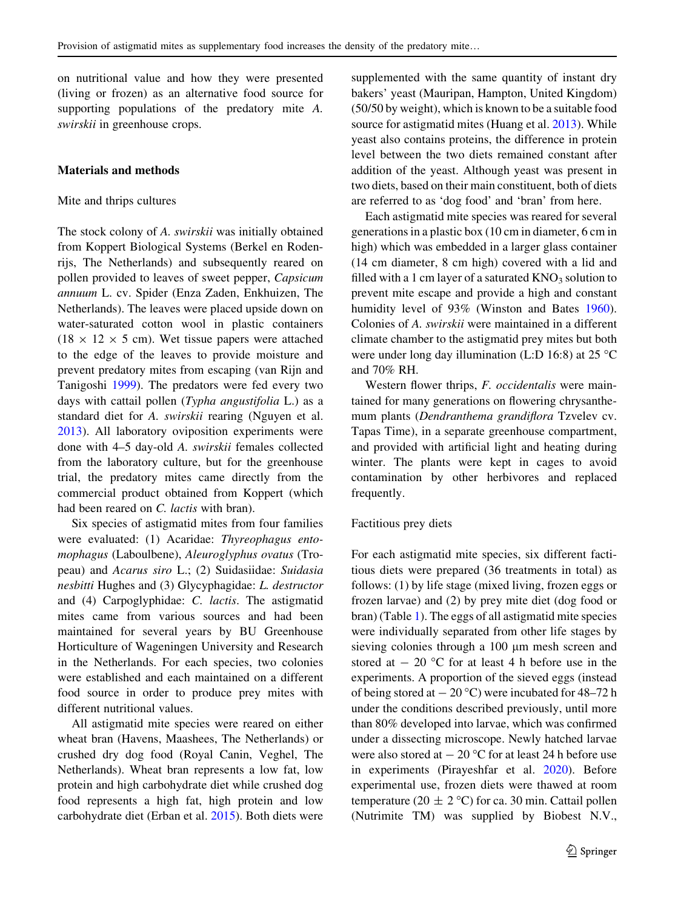on nutritional value and how they were presented (living or frozen) as an alternative food source for supporting populations of the predatory mite *A. swirskii* in greenhouse crops.

## Materials and methods

### Mite and thrips cultures

The stock colony of *A. swirskii* was initially obtained from Koppert Biological Systems (Berkel en Rodenrijs, The Netherlands) and subsequently reared on pollen provided to leaves of sweet pepper, *Capsicum annuum* L. cv. Spider (Enza Zaden, Enkhuizen, The Netherlands). The leaves were placed upside down on water-saturated cotton wool in plastic containers (18 × 12 × 5 cm). Wet tissue papers were attached to the edge of the leaves to provide moisture and prevent predatory mites from escaping (van Rijn and Tanigoshi 1999). The predators were fed every two days with cattail pollen (*Typha angustifolia* L.) as a standard diet for *A. swirskii* rearing (Nguyen et al. 2013). All laboratory oviposition experiments were done with 4–5 day-old *A. swirskii* females collected from the laboratory culture, but for the greenhouse trial, the predatory mites came directly from the commercial product obtained from Koppert (which had been reared on *C. lactis* with bran).

Six species of astigmatid mites from four families were evaluated: (1) Acaridae: *Thyreophagus entomophagus* (Laboulbene), *Aleuroglyphus ovatus* (Tropeau) and *Acarus siro* L.; (2) Suidasiidae: *Suidasia nesbitti* Hughes and (3) Glycyphagidae: *L. destructor* and (4) Carpoglyphidae: *C. lactis*. The astigmatid mites came from various sources and had been maintained for several years by BU Greenhouse Horticulture of Wageningen University and Research in the Netherlands. For each species, two colonies were established and each maintained on a different food source in order to produce prey mites with different nutritional values.

All astigmatid mite species were reared on either wheat bran (Havens, Maashees, The Netherlands) or crushed dry dog food (Royal Canin, Veghel, The Netherlands). Wheat bran represents a low fat, low protein and high carbohydrate diet while crushed dog food represents a high fat, high protein and low carbohydrate diet (Erban et al. 2015). Both diets were supplemented with the same quantity of instant dry bakers' yeast (Mauripan, Hampton, United Kingdom) (50/50 by weight), which is known to be a suitable food source for astigmatid mites (Huang et al. 2013). While yeast also contains proteins, the difference in protein level between the two diets remained constant after addition of the yeast. Although yeast was present in two diets, based on their main constituent, both of diets are referred to as 'dog food' and 'bran' from here.

Each astigmatid mite species was reared for several generations in a plastic box (10 cm in diameter, 6 cm in high) which was embedded in a larger glass container (14 cm diameter, 8 cm high) covered with a lid and filled with a 1 cm layer of a saturated $KNO_3$ solution to prevent mite escape and provide a high and constant humidity level of 93% (Winston and Bates 1960). Colonies of *A. swirskii* were maintained in a different climate chamber to the astigmatid prey mites but both were under long day illumination (L:D 16:8) at 25 °C and 70% RH.

Western flower thrips, *F. occidentalis* were maintained for many generations on flowering chrysanthemum plants (*Dendranthema grandiflora* Tzvelev cv. Tapas Time), in a separate greenhouse compartment, and provided with artificial light and heating during winter. The plants were kept in cages to avoid contamination by other herbivores and replaced frequently.

### Factitious prey diets

For each astigmatid mite species, six different factitious diets were prepared (36 treatments in total) as follows: (1) by life stage (mixed living, frozen eggs or frozen larvae) and (2) by prey mite diet (dog food or bran) (Table 1). The eggs of all astigmatid mite species were individually separated from other life stages by sieving colonies through a 100 µm mesh screen and stored at − 20 °C for at least 4 h before use in the experiments. A proportion of the sieved eggs (instead of being stored at − 20 °C) were incubated for 48–72 h under the conditions described previously, until more than 80% developed into larvae, which was confirmed under a dissecting microscope. Newly hatched larvae were also stored at − 20 °C for at least 24 h before use in experiments (Pirayeshfar et al. 2020). Before experimental use, frozen diets were thawed at room temperature (20 ± 2 °C) for ca. 30 min. Cattail pollen (Nutrimite TM) was supplied by Biobest N.V.,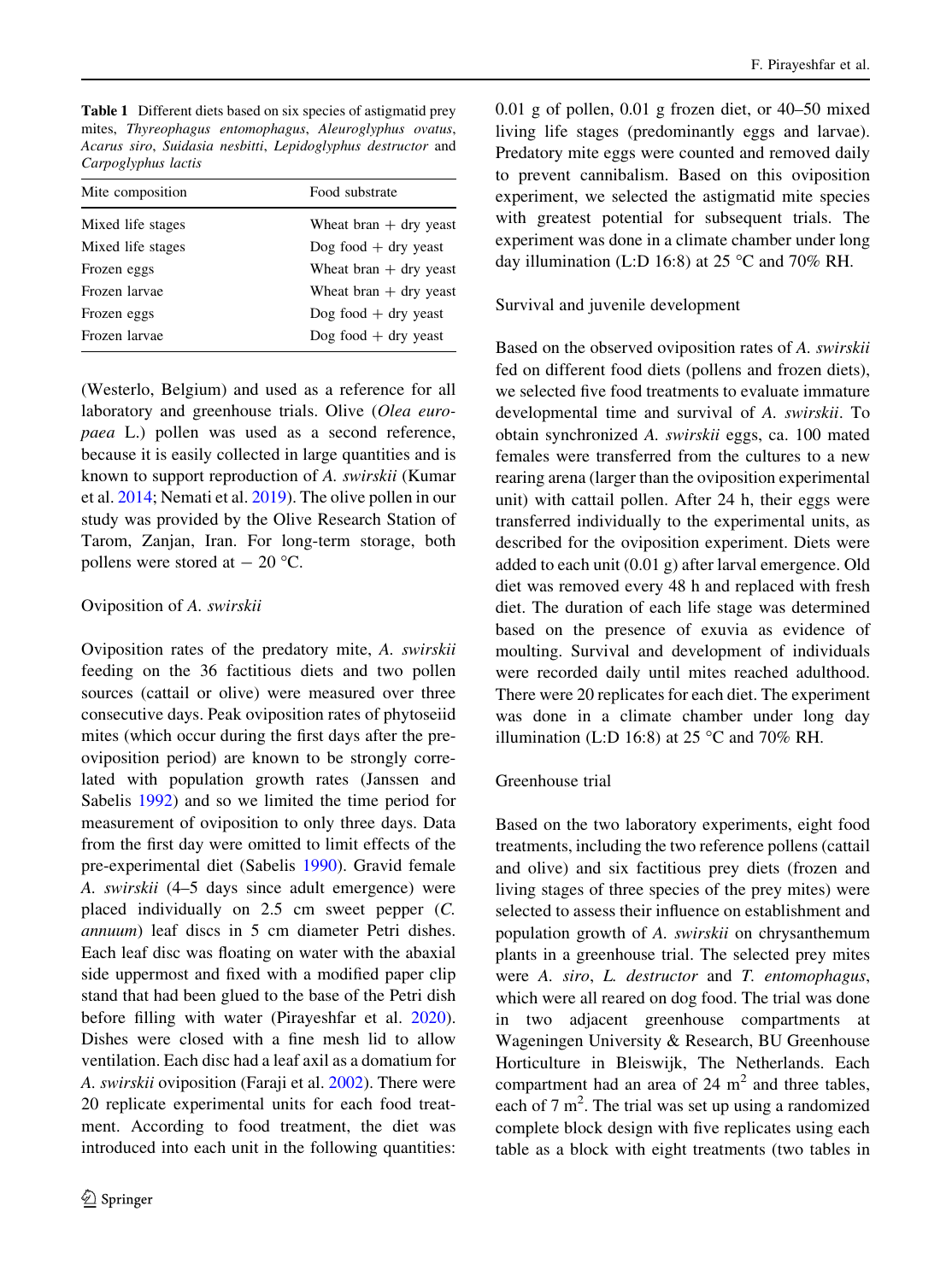**Table 1** Different diets based on six species of astigmatid prey mites, *Thyreophagus entomophagus*, *Aleuroglyphus ovatus*, *Acarus siro*, *Suidasia nesbitti*, *Lepidoglyphus destructor* and *Carpoglyphus lactis*

| Mite composition | Food substrate |
|---|---|
| Mixed life stages | Wheat bran + dry yeast |
| Mixed life stages | Dog food + dry yeast |
| Frozen eggs | Wheat bran + dry yeast |
| Frozen larvae | Wheat bran + dry yeast |
| Frozen eggs | Dog food + dry yeast |
| Frozen larvae | Dog food + dry yeast |

(Westerlo, Belgium) and used as a reference for all laboratory and greenhouse trials. Olive (*Olea europaea* L.) pollen was used as a second reference, because it is easily collected in large quantities and is known to support reproduction of *A. swirskii* (Kumar et al. 2014; Nemati et al. 2019). The olive pollen in our study was provided by the Olive Research Station of Tarom, Zanjan, Iran. For long-term storage, both pollens were stored at − 20 °C.

## Oviposition of *A. swirskii*

Oviposition rates of the predatory mite, *A. swirskii* feeding on the 36 factitious diets and two pollen sources (cattail or olive) were measured over three consecutive days. Peak oviposition rates of phytoseiid mites (which occur during the first days after the preoviposition period) are known to be strongly correlated with population growth rates (Janssen and Sabelis 1992) and so we limited the time period for measurement of oviposition to only three days. Data from the first day were omitted to limit effects of the pre-experimental diet (Sabelis 1990). Gravid female *A. swirskii* (4–5 days since adult emergence) were placed individually on 2.5 cm sweet pepper (*C. annuum*) leaf discs in 5 cm diameter Petri dishes. Each leaf disc was floating on water with the abaxial side uppermost and fixed with a modified paper clip stand that had been glued to the base of the Petri dish before filling with water (Pirayeshfar et al. 2020). Dishes were closed with a fine mesh lid to allow ventilation. Each disc had a leaf axil as a domatium for *A. swirskii* oviposition (Faraji et al. 2002). There were 20 replicate experimental units for each food treatment. According to food treatment, the diet was introduced into each unit in the following quantities: 0.01 g of pollen, 0.01 g frozen diet, or 40–50 mixed living life stages (predominantly eggs and larvae). Predatory mite eggs were counted and removed daily to prevent cannibalism. Based on this oviposition experiment, we selected the astigmatid mite species with greatest potential for subsequent trials. The experiment was done in a climate chamber under long day illumination (L:D 16:8) at 25 °C and 70% RH.

## Survival and juvenile development

Based on the observed oviposition rates of *A. swirskii* fed on different food diets (pollens and frozen diets), we selected five food treatments to evaluate immature developmental time and survival of *A. swirskii*. To obtain synchronized *A. swirskii* eggs, ca. 100 mated females were transferred from the cultures to a new rearing arena (larger than the oviposition experimental unit) with cattail pollen. After 24 h, their eggs were transferred individually to the experimental units, as described for the oviposition experiment. Diets were added to each unit (0.01 g) after larval emergence. Old diet was removed every 48 h and replaced with fresh diet. The duration of each life stage was determined based on the presence of exuvia as evidence of moulting. Survival and development of individuals were recorded daily until mites reached adulthood. There were 20 replicates for each diet. The experiment was done in a climate chamber under long day illumination (L:D 16:8) at 25 °C and 70% RH.

## Greenhouse trial

Based on the two laboratory experiments, eight food treatments, including the two reference pollens (cattail and olive) and six factitious prey diets (frozen and living stages of three species of the prey mites) were selected to assess their influence on establishment and population growth of *A. swirskii* on chrysanthemum plants in a greenhouse trial. The selected prey mites were *A. siro*, *L. destructor* and *T. entomophagus*, which were all reared on dog food. The trial was done in two adjacent greenhouse compartments at Wageningen University & Research, BU Greenhouse Horticulture in Bleiswijk, The Netherlands. Each compartment had an area of 24 m$^2$ and three tables, each of 7 m$^2$. The trial was set up using a randomized complete block design with five replicates using each table as a block with eight treatments (two tables in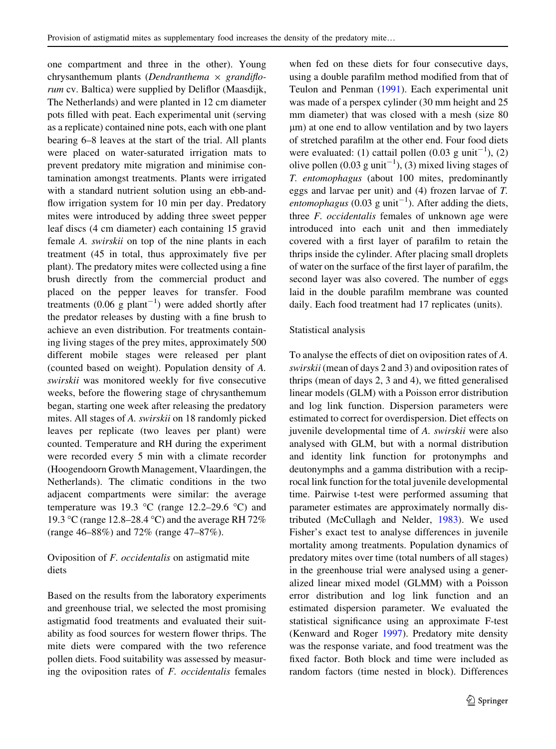one compartment and three in the other). Young chrysanthemum plants (*Dendranthema* × *grandiflorum* cv. Baltica) were supplied by Deliflor (Maasdijk, The Netherlands) and were planted in 12 cm diameter pots filled with peat. Each experimental unit (serving as a replicate) contained nine pots, each with one plant bearing 6–8 leaves at the start of the trial. All plants were placed on water-saturated irrigation mats to prevent predatory mite migration and minimise contamination amongst treatments. Plants were irrigated with a standard nutrient solution using an ebb-and-flow irrigation system for 10 min per day. Predatory mites were introduced by adding three sweet pepper leaf discs (4 cm diameter) each containing 15 gravid female *A. swirskii* on top of the nine plants in each treatment (45 in total, thus approximately five per plant). The predatory mites were collected using a fine brush directly from the commercial product and placed on the pepper leaves for transfer. Food treatments (0.06 g plant$^{-1}$) were added shortly after the predator releases by dusting with a fine brush to achieve an even distribution. For treatments containing living stages of the prey mites, approximately 500 different mobile stages were released per plant (counted based on weight). Population density of *A. swirskii* was monitored weekly for five consecutive weeks, before the flowering stage of chrysanthemum began, starting one week after releasing the predatory mites. All stages of *A. swirskii* on 18 randomly picked leaves per replicate (two leaves per plant) were counted. Temperature and RH during the experiment were recorded every 5 min with a climate recorder (Hoogendoorn Growth Management, Vlaardingen, the Netherlands). The climatic conditions in the two adjacent compartments were similar: the average temperature was 19.3 °C (range 12.2–29.6 °C) and 19.3 °C (range 12.8–28.4 °C) and the average RH 72% (range 46–88%) and 72% (range 47–87%).

### Oviposition of *F. occidentalis* on astigmatid mite diets

Based on the results from the laboratory experiments and greenhouse trial, we selected the most promising astigmatid food treatments and evaluated their suitability as food sources for western flower thrips. The mite diets were compared with the two reference pollen diets. Food suitability was assessed by measuring the oviposition rates of *F. occidentalis* females when fed on these diets for four consecutive days, using a double parafilm method modified from that of Teulon and Penman (1991). Each experimental unit was made of a perspex cylinder (30 mm height and 25 mm diameter) that was closed with a mesh (size 80 μm) at one end to allow ventilation and by two layers of stretched parafilm at the other end. Four food diets were evaluated: (1) cattail pollen (0.03 g unit$^{-1}$), (2) olive pollen (0.03 g unit$^{-1}$), (3) mixed living stages of *T. entomophagus* (about 100 mites, predominantly eggs and larvae per unit) and (4) frozen larvae of *T. entomophagus* (0.03 g unit$^{-1}$). After adding the diets, three *F. occidentalis* females of unknown age were introduced into each unit and then immediately covered with a first layer of parafilm to retain the thrips inside the cylinder. After placing small droplets of water on the surface of the first layer of parafilm, the second layer was also covered. The number of eggs laid in the double parafilm membrane was counted daily. Each food treatment had 17 replicates (units).

### Statistical analysis

To analyse the effects of diet on oviposition rates of *A. swirskii* (mean of days 2 and 3) and oviposition rates of thrips (mean of days 2, 3 and 4), we fitted generalised linear models (GLM) with a Poisson error distribution and log link function. Dispersion parameters were estimated to correct for overdispersion. Diet effects on juvenile developmental time of *A. swirskii* were also analysed with GLM, but with a normal distribution and identity link function for protonymphs and deutonymphs and a gamma distribution with a reciprocal link function for the total juvenile developmental time. Pairwise t-test were performed assuming that parameter estimates are approximately normally distributed (McCullagh and Nelder, 1983). We used Fisher's exact test to analyse differences in juvenile mortality among treatments. Population dynamics of predatory mites over time (total numbers of all stages) in the greenhouse trial were analysed using a generalized linear mixed model (GLMM) with a Poisson error distribution and log link function and an estimated dispersion parameter. We evaluated the statistical significance using an approximate F-test (Kenward and Roger 1997). Predatory mite density was the response variate, and food treatment was the fixed factor. Both block and time were included as random factors (time nested in block). Differences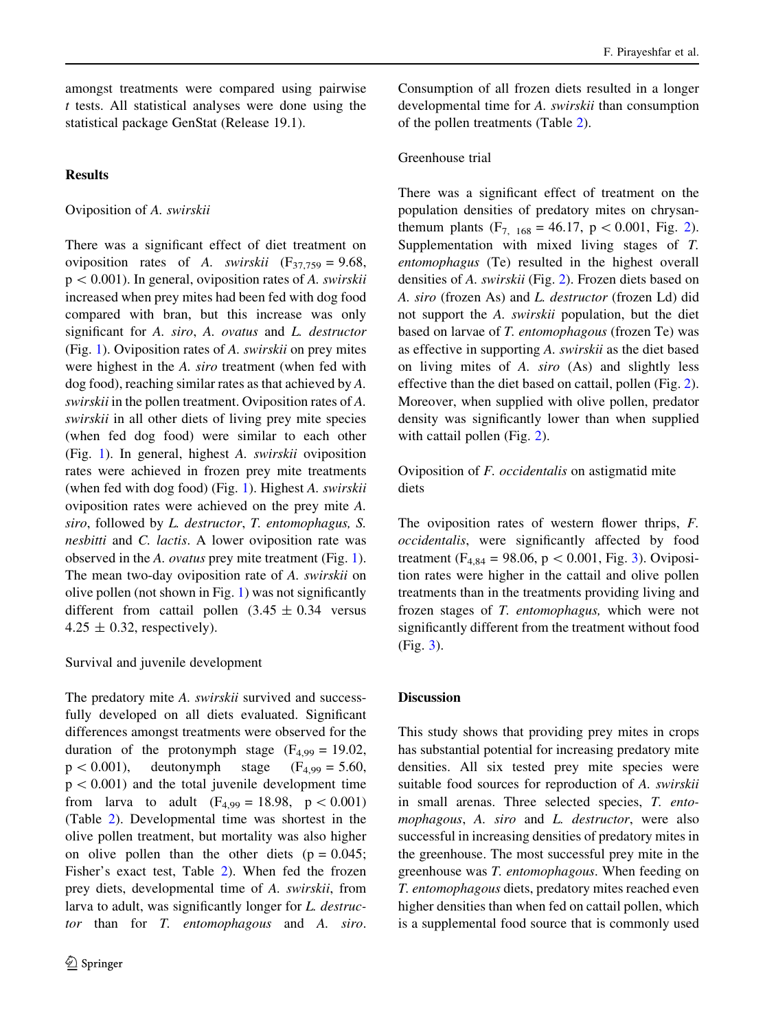amongst treatments were compared using pairwise *t* tests. All statistical analyses were done using the statistical package GenStat (Release 19.1).

## Results

### Oviposition of *A. swirskii*

There was a significant effect of diet treatment on oviposition rates of *A. swirskii* ($F_{37,759} = 9.68$, $p < 0.001$). In general, oviposition rates of *A. swirskii* increased when prey mites had been fed with dog food compared with bran, but this increase was only significant for *A. siro*, *A. ovatus* and *L. destructor* (Fig. 1). Oviposition rates of *A. swirskii* on prey mites were highest in the *A. siro* treatment (when fed with dog food), reaching similar rates as that achieved by *A. swirskii* in the pollen treatment. Oviposition rates of *A. swirskii* in all other diets of living prey mite species (when fed dog food) were similar to each other (Fig. 1). In general, highest *A. swirskii* oviposition rates were achieved in frozen prey mite treatments (when fed with dog food) (Fig. 1). Highest *A. swirskii* oviposition rates were achieved on the prey mite *A. siro*, followed by *L. destructor*, *T. entomophagus, S. nesbitti* and *C. lactis*. A lower oviposition rate was observed in the *A. ovatus* prey mite treatment (Fig. 1). The mean two-day oviposition rate of *A. swirskii* on olive pollen (not shown in Fig. 1) was not significantly different from cattail pollen (3.45 ± 0.34 versus 4.25 ± 0.32, respectively).

### Survival and juvenile development

The predatory mite *A. swirskii* survived and successfully developed on all diets evaluated. Significant differences amongst treatments were observed for the duration of the protonymph stage ($F_{4,99} = 19.02$, $p < 0.001$), deutonymph stage ($F_{4,99} = 5.60$, $p < 0.001$) and the total juvenile development time from larva to adult ($F_{4,99} = 18.98$, $p < 0.001$) (Table 2). Developmental time was shortest in the olive pollen treatment, but mortality was also higher on olive pollen than the other diets ($p = 0.045$; Fisher's exact test, Table 2). When fed the frozen prey diets, developmental time of *A. swirskii*, from larva to adult, was significantly longer for *L. destructor* than for *T. entomophagous* and *A. siro*. Consumption of all frozen diets resulted in a longer developmental time for *A. swirskii* than consumption of the pollen treatments (Table 2).

### Greenhouse trial

There was a significant effect of treatment on the population densities of predatory mites on chrysanthemum plants ($F_{7,\ 168} = 46.17$, $p < 0.001$, Fig. 2). Supplementation with mixed living stages of *T. entomophagus* (Te) resulted in the highest overall densities of *A. swirskii* (Fig. 2). Frozen diets based on *A. siro* (frozen As) and *L. destructor* (frozen Ld) did not support the *A. swirskii* population, but the diet based on larvae of *T. entomophagous* (frozen Te) was as effective in supporting *A. swirskii* as the diet based on living mites of *A. siro* (As) and slightly less effective than the diet based on cattail, pollen (Fig. 2). Moreover, when supplied with olive pollen, predator density was significantly lower than when supplied with cattail pollen (Fig. 2).

### Oviposition of *F. occidentalis* on astigmatid mite diets

The oviposition rates of western flower thrips, *F. occidentalis*, were significantly affected by food treatment ($F_{4,84} = 98.06$, $p < 0.001$, Fig. 3). Oviposition rates were higher in the cattail and olive pollen treatments than in the treatments providing living and frozen stages of *T. entomophagus,* which were not significantly different from the treatment without food (Fig. 3).

## Discussion

This study shows that providing prey mites in crops has substantial potential for increasing predatory mite densities. All six tested prey mite species were suitable food sources for reproduction of *A. swirskii* in small arenas. Three selected species, *T. entomophagous*, *A. siro* and *L. destructor*, were also successful in increasing densities of predatory mites in the greenhouse. The most successful prey mite in the greenhouse was *T. entomophagous*. When feeding on *T. entomophagous* diets, predatory mites reached even higher densities than when fed on cattail pollen, which is a supplemental food source that is commonly used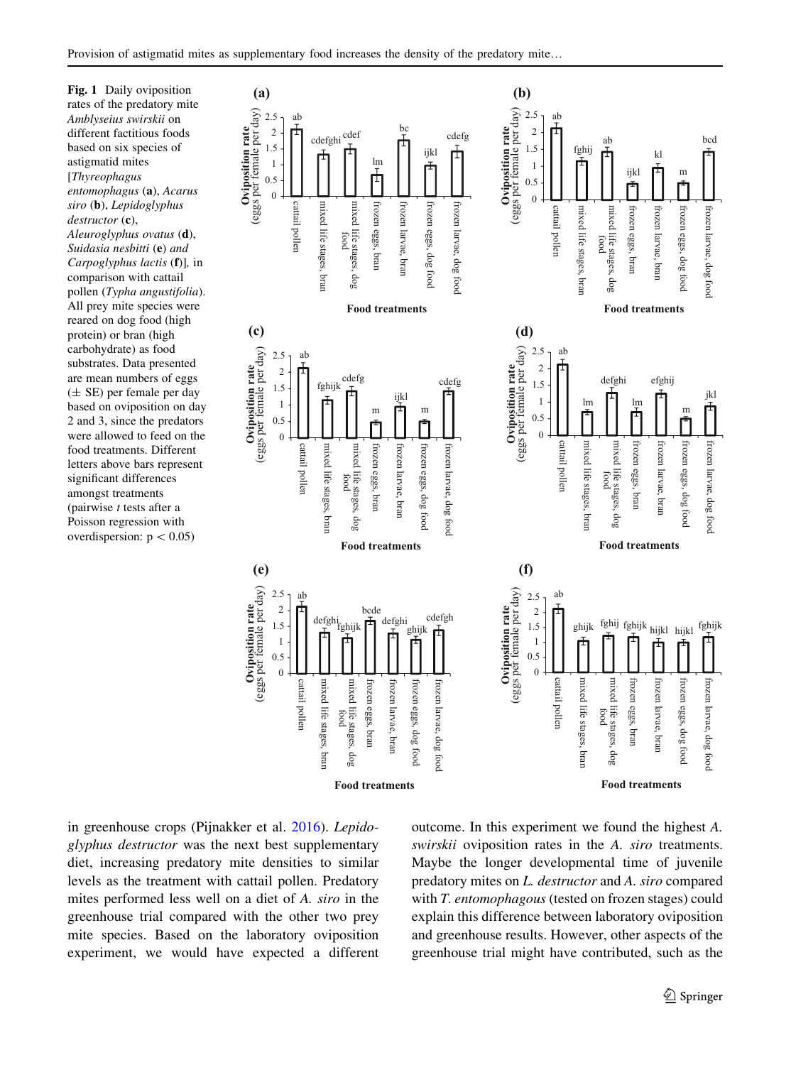Fig. 1 Daily oviposition rates of the predatory mite *Amblyseius swirskii* on different factitious foods based on six species of astigmatid mites [*Thyreophagus entomophagus* (a), *Acarus siro* (b), *Lepidoglyphus destructor* (c), *Aleuroglyphus ovatus* (d), *Suidasia nesbitti* (e) and *Carpoglyphus lactis* (f)], in comparison with cattail pollen (*Typha angustifolia*). All prey mite species were reared on dog food (high protein) or bran (high carbohydrate) as food substrates. Data presented are mean numbers of eggs (± SE) per female per day based on oviposition on day 2 and 3, since the predators were allowed to feed on the food treatments. Different letters above bars represent significant differences amongst treatments (pairwise *t* tests after a Poisson regression with overdispersion: $p < 0.05$)

in greenhouse crops (Pijnakker et al. 2016). *Lepidoglyphus destructor* was the next best supplementary diet, increasing predatory mite densities to similar levels as the treatment with cattail pollen. Predatory mites performed less well on a diet of *A. siro* in the greenhouse trial compared with the other two prey mite species. Based on the laboratory oviposition experiment, we would have expected a different outcome. In this experiment we found the highest *A. swirskii* oviposition rates in the *A. siro* treatments. Maybe the longer developmental time of juvenile predatory mites on *L. destructor* and *A. siro* compared with *T. entomophagus* (tested on frozen stages) could explain this difference between laboratory oviposition and greenhouse results. However, other aspects of the greenhouse trial might have contributed, such as the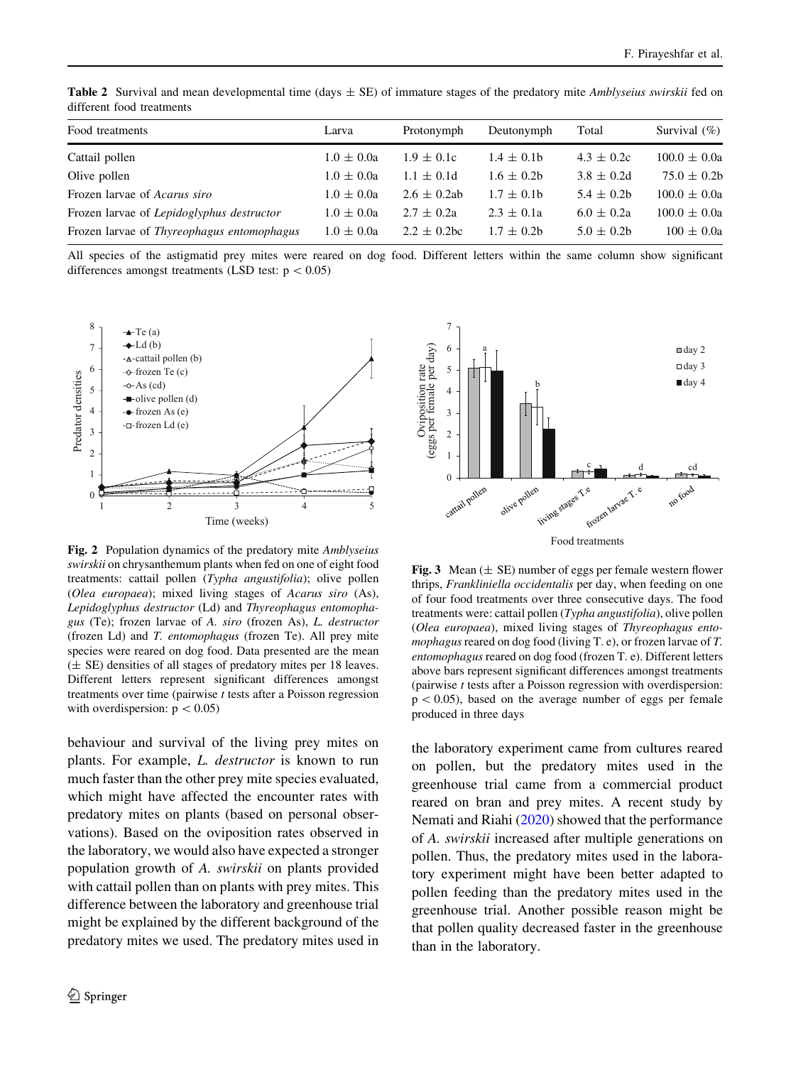**Table 2** Survival and mean developmental time (days ± SE) of immature stages of the predatory mite *Amblyseius swirskii* fed on different food treatments

| Food treatments | Larva | Protonymph | Deutonymph | Total | Survival (%) |
|---|---|---|---|---|---|
| Cattail pollen | 1.0 ± 0.0a | 1.9 ± 0.1c | 1.4 ± 0.1b | 4.3 ± 0.2c | 100.0 ± 0.0a |
| Olive pollen | 1.0 ± 0.0a | 1.1 ± 0.1d | 1.6 ± 0.2b | 3.8 ± 0.2d | 75.0 ± 0.2b |
| Frozen larvae of *Acarus siro* | 1.0 ± 0.0a | 2.6 ± 0.2ab | 1.7 ± 0.1b | 5.4 ± 0.2b | 100.0 ± 0.0a |
| Frozen larvae of *Lepidoglyphus destructor* | 1.0 ± 0.0a | 2.7 ± 0.2a | 2.3 ± 0.1a | 6.0 ± 0.2a | 100.0 ± 0.0a |
| Frozen larvae of *Thyreophagus entomophagus* | 1.0 ± 0.0a | 2.2 ± 0.2bc | 1.7 ± 0.2b | 5.0 ± 0.2b | 100 ± 0.0a |

All species of the astigmatid prey mites were reared on dog food. Different letters within the same column show significant differences amongst treatments (LSD test: $p < 0.05$)

**Fig. 2** Population dynamics of the predatory mite *Amblyseius swirskii* on chrysanthemum plants when fed on one of eight food treatments: cattail pollen (*Typha angustifolia*); olive pollen (*Olea europaea*); mixed living stages of *Acarus siro* (As), *Lepidoglyphus destructor* (Ld) and *Thyreophagus entomophagus* (Te); frozen larvae of *A. siro* (frozen As), *L. destructor* (frozen Ld) and *T. entomophagus* (frozen Te). All prey mite species were reared on dog food. Data presented are the mean (± SE) densities of all stages of predatory mites per 18 leaves. Different letters represent significant differences amongst treatments over time (pairwise *t* tests after a Poisson regression with overdispersion: $p < 0.05$)

**Fig. 3** Mean (± SE) number of eggs per female western flower thrips, *Frankliniella occidentalis* per day, when feeding on one of four food treatments over three consecutive days. The food treatments were: cattail pollen (*Typha angustifolia*), olive pollen (*Olea europaea*), mixed living stages of *Thyreophagus entomophagus* reared on dog food (living T. e), or frozen larvae of *T. entomophagus* reared on dog food (frozen T. e). Different letters above bars represent significant differences amongst treatments (pairwise *t* tests after a Poisson regression with overdispersion: $p < 0.05$), based on the average number of eggs per female produced in three days

behaviour and survival of the living prey mites on plants. For example, *L. destructor* is known to run much faster than the other prey mite species evaluated, which might have affected the encounter rates with predatory mites on plants (based on personal observations). Based on the oviposition rates observed in the laboratory, we would also have expected a stronger population growth of *A. swirskii* on plants provided with cattail pollen than on plants with prey mites. This difference between the laboratory and greenhouse trial might be explained by the different background of the predatory mites we used. The predatory mites used in the laboratory experiment came from cultures reared on pollen, but the predatory mites used in the greenhouse trial came from a commercial product reared on bran and prey mites. A recent study by Nemati and Riahi (2020) showed that the performance of *A. swirskii* increased after multiple generations on pollen. Thus, the predatory mites used in the laboratory experiment might have been better adapted to pollen feeding than the predatory mites used in the greenhouse trial. Another possible reason might be that pollen quality decreased faster in the greenhouse than in the laboratory.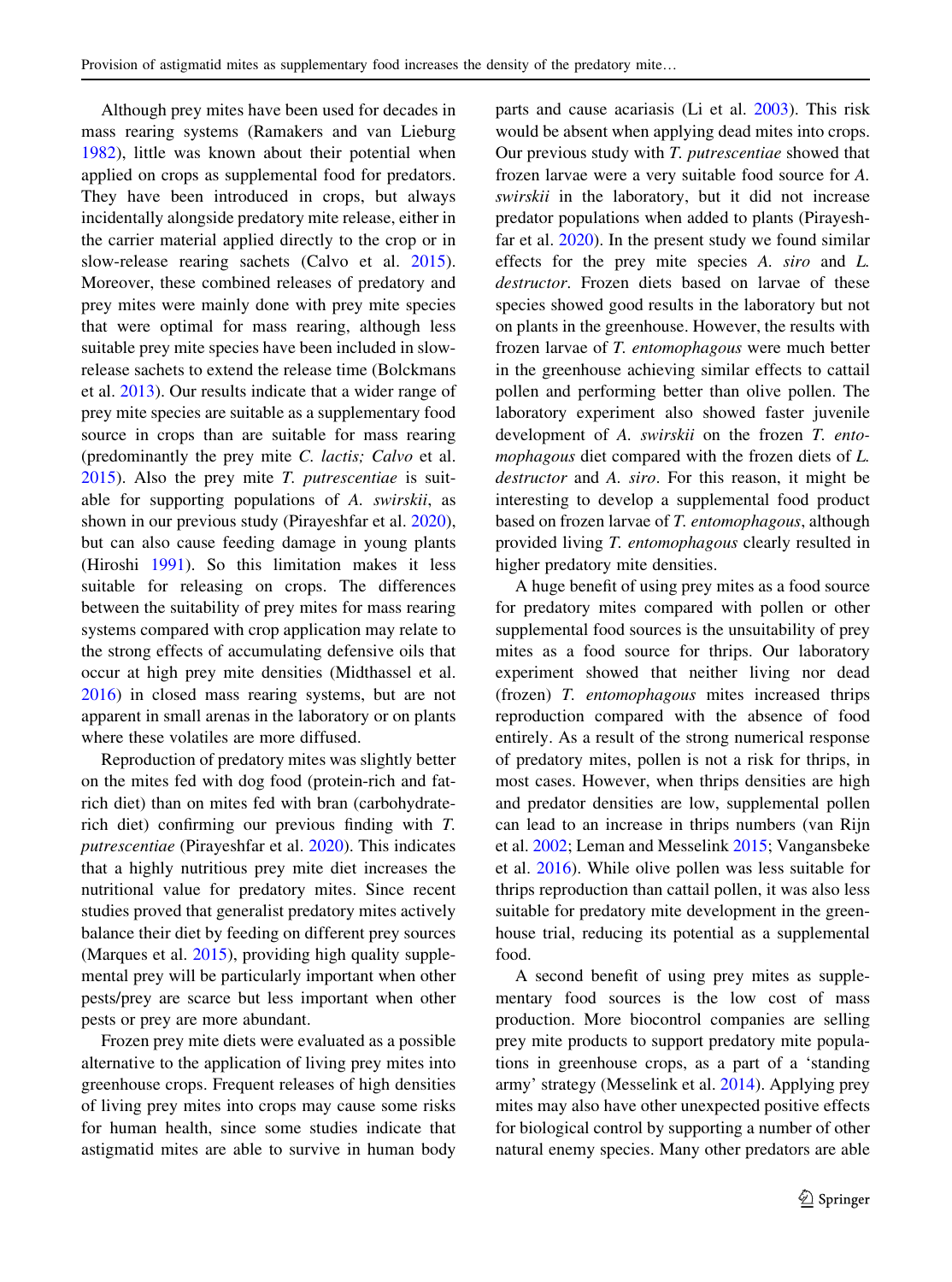Although prey mites have been used for decades in mass rearing systems (Ramakers and van Lieburg 1982), little was known about their potential when applied on crops as supplemental food for predators. They have been introduced in crops, but always incidentally alongside predatory mite release, either in the carrier material applied directly to the crop or in slow-release rearing sachets (Calvo et al. 2015). Moreover, these combined releases of predatory and prey mites were mainly done with prey mite species that were optimal for mass rearing, although less suitable prey mite species have been included in slow-release sachets to extend the release time (Bolckmans et al. 2013). Our results indicate that a wider range of prey mite species are suitable as a supplementary food source in crops than are suitable for mass rearing (predominantly the prey mite *C. lactis; Calvo* et al. 2015). Also the prey mite *T. putrescentiae* is suitable for supporting populations of *A. swirskii*, as shown in our previous study (Pirayeshfar et al. 2020), but can also cause feeding damage in young plants (Hiroshi 1991). So this limitation makes it less suitable for releasing on crops. The differences between the suitability of prey mites for mass rearing systems compared with crop application may relate to the strong effects of accumulating defensive oils that occur at high prey mite densities (Midthassel et al. 2016) in closed mass rearing systems, but are not apparent in small arenas in the laboratory or on plants where these volatiles are more diffused.

Reproduction of predatory mites was slightly better on the mites fed with dog food (protein-rich and fat-rich diet) than on mites fed with bran (carbohydrate-rich diet) confirming our previous finding with *T. putrescentiae* (Pirayeshfar et al. 2020). This indicates that a highly nutritious prey mite diet increases the nutritional value for predatory mites. Since recent studies proved that generalist predatory mites actively balance their diet by feeding on different prey sources (Marques et al. 2015), providing high quality supplemental prey will be particularly important when other pests/prey are scarce but less important when other pests or prey are more abundant.

Frozen prey mite diets were evaluated as a possible alternative to the application of living prey mites into greenhouse crops. Frequent releases of high densities of living prey mites into crops may cause some risks for human health, since some studies indicate that astigmatid mites are able to survive in human body parts and cause acariasis (Li et al. 2003). This risk would be absent when applying dead mites into crops. Our previous study with *T. putrescentiae* showed that frozen larvae were a very suitable food source for *A. swirskii* in the laboratory, but it did not increase predator populations when added to plants (Pirayeshfar et al. 2020). In the present study we found similar effects for the prey mite species *A. siro* and *L. destructor*. Frozen diets based on larvae of these species showed good results in the laboratory but not on plants in the greenhouse. However, the results with frozen larvae of *T. entomophagous* were much better in the greenhouse achieving similar effects to cattail pollen and performing better than olive pollen. The laboratory experiment also showed faster juvenile development of *A. swirskii* on the frozen *T. entomophagous* diet compared with the frozen diets of *L. destructor* and *A. siro*. For this reason, it might be interesting to develop a supplemental food product based on frozen larvae of *T. entomophagous*, although provided living *T. entomophagous* clearly resulted in higher predatory mite densities.

A huge benefit of using prey mites as a food source for predatory mites compared with pollen or other supplemental food sources is the unsuitability of prey mites as a food source for thrips. Our laboratory experiment showed that neither living nor dead (frozen) *T. entomophagous* mites increased thrips reproduction compared with the absence of food entirely. As a result of the strong numerical response of predatory mites, pollen is not a risk for thrips, in most cases. However, when thrips densities are high and predator densities are low, supplemental pollen can lead to an increase in thrips numbers (van Rijn et al. 2002; Leman and Messelink 2015; Vangansbeke et al. 2016). While olive pollen was less suitable for thrips reproduction than cattail pollen, it was also less suitable for predatory mite development in the greenhouse trial, reducing its potential as a supplemental food.

A second benefit of using prey mites as supplementary food sources is the low cost of mass production. More biocontrol companies are selling prey mite products to support predatory mite populations in greenhouse crops, as a part of a 'standing army' strategy (Messelink et al. 2014). Applying prey mites may also have other unexpected positive effects for biological control by supporting a number of other natural enemy species. Many other predators are able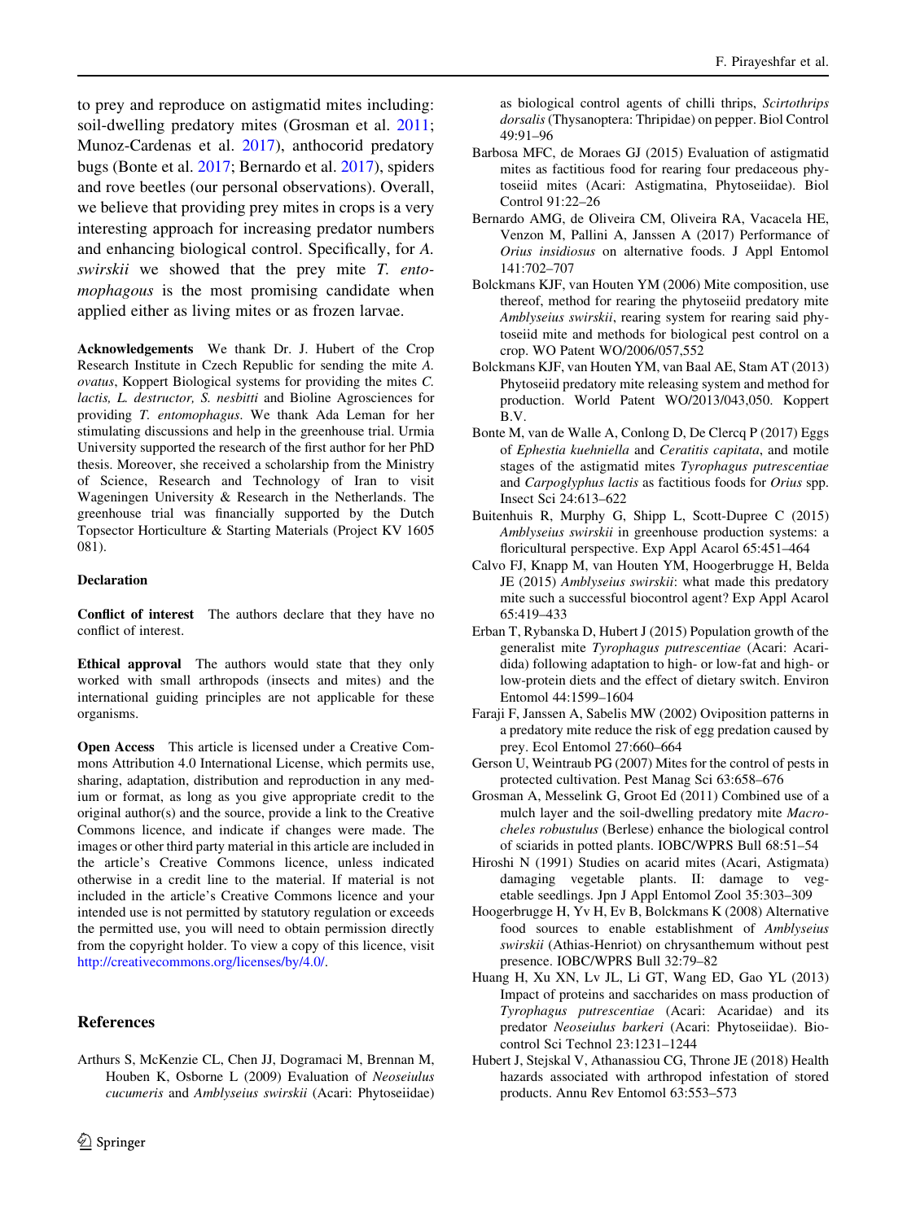to prey and reproduce on astigmatid mites including: soil-dwelling predatory mites (Grosman et al. 2011; Munoz-Cardenas et al. 2017), anthocorid predatory bugs (Bonte et al. 2017; Bernardo et al. 2017), spiders and rove beetles (our personal observations). Overall, we believe that providing prey mites in crops is a very interesting approach for increasing predator numbers and enhancing biological control. Specifically, for *A. swirskii* we showed that the prey mite *T. entomophagous* is the most promising candidate when applied either as living mites or as frozen larvae.

**Acknowledgements** We thank Dr. J. Hubert of the Crop Research Institute in Czech Republic for sending the mite *A. ovatus*, Koppert Biological systems for providing the mites *C. lactis, L. destructor, S. nesbitti* and Bioline Agrosciences for providing *T. entomophagus*. We thank Ada Leman for her stimulating discussions and help in the greenhouse trial. Urmia University supported the research of the first author for her PhD thesis. Moreover, she received a scholarship from the Ministry of Science, Research and Technology of Iran to visit Wageningen University & Research in the Netherlands. The greenhouse trial was financially supported by the Dutch Topsector Horticulture & Starting Materials (Project KV 1605 081).

**Declaration**

**Conflict of interest** The authors declare that they have no conflict of interest.

**Ethical approval** The authors would state that they only worked with small arthropods (insects and mites) and the international guiding principles are not applicable for these organisms.

**Open Access** This article is licensed under a Creative Commons Attribution 4.0 International License, which permits use, sharing, adaptation, distribution and reproduction in any medium or format, as long as you give appropriate credit to the original author(s) and the source, provide a link to the Creative Commons licence, and indicate if changes were made. The images or other third party material in this article are included in the article's Creative Commons licence, unless indicated otherwise in a credit line to the material. If material is not included in the article's Creative Commons licence and your intended use is not permitted by statutory regulation or exceeds the permitted use, you will need to obtain permission directly from the copyright holder. To view a copy of this licence, visit http://creativecommons.org/licenses/by/4.0/.

## References

Arthurs S, McKenzie CL, Chen JJ, Dogramaci M, Brennan M, Houben K, Osborne L (2009) Evaluation of *Neoseiulus cucumeris* and *Amblyseius swirskii* (Acari: Phytoseiidae) as biological control agents of chilli thrips, *Scirtothrips dorsalis* (Thysanoptera: Thripidae) on pepper. Biol Control 49:91–96

Barbosa MFC, de Moraes GJ (2015) Evaluation of astigmatid mites as factitious food for rearing four predaceous phytoseiid mites (Acari: Astigmatina, Phytoseiidae). Biol Control 91:22–26

Bernardo AMG, de Oliveira CM, Oliveira RA, Vacacela HE, Venzon M, Pallini A, Janssen A (2017) Performance of *Orius insidiosus* on alternative foods. J Appl Entomol 141:702–707

Bolckmans KJF, van Houten YM (2006) Mite composition, use thereof, method for rearing the phytoseiid predatory mite *Amblyseius swirskii*, rearing system for rearing said phytoseiid mite and methods for biological pest control on a crop. WO Patent WO/2006/057,552

Bolckmans KJF, van Houten YM, van Baal AE, Stam AT (2013) Phytoseiid predatory mite releasing system and method for production. World Patent WO/2013/043,050. Koppert B.V.

Bonte M, van de Walle A, Conlong D, De Clercq P (2017) Eggs of *Ephestia kuehniella* and *Ceratitis capitata*, and motile stages of the astigmatid mites *Tyrophagus putrescentiae* and *Carpoglyphus lactis* as factitious foods for *Orius* spp. Insect Sci 24:613–622

Buitenhuis R, Murphy G, Shipp L, Scott-Dupree C (2015) *Amblyseius swirskii* in greenhouse production systems: a floricultural perspective. Exp Appl Acarol 65:451–464

Calvo FJ, Knapp M, van Houten YM, Hoogerbrugge H, Belda JE (2015) *Amblyseius swirskii*: what made this predatory mite such a successful biocontrol agent? Exp Appl Acarol 65:419–433

Erban T, Rybanska D, Hubert J (2015) Population growth of the generalist mite *Tyrophagus putrescentiae* (Acari: Acaridida) following adaptation to high- or low-fat and high- or low-protein diets and the effect of dietary switch. Environ Entomol 44:1599–1604

Faraji F, Janssen A, Sabelis MW (2002) Oviposition patterns in a predatory mite reduce the risk of egg predation caused by prey. Ecol Entomol 27:660–664

Gerson U, Weintraub PG (2007) Mites for the control of pests in protected cultivation. Pest Manag Sci 63:658–676

Grosman A, Messelink G, Groot Ed (2011) Combined use of a mulch layer and the soil-dwelling predatory mite *Macrocheles robustulus* (Berlese) enhance the biological control of sciarids in potted plants. IOBC/WPRS Bull 68:51–54

Hiroshi N (1991) Studies on acarid mites (Acari, Astigmata) damaging vegetable plants. II: damage to vegetable seedlings. Jpn J Appl Entomol Zool 35:303–309

Hoogerbrugge H, Yv H, Ev B, Bolckmans K (2008) Alternative food sources to enable establishment of *Amblyseius swirskii* (Athias-Henriot) on chrysanthemum without pest presence. IOBC/WPRS Bull 32:79–82

Huang H, Xu XN, Lv JL, Li GT, Wang ED, Gao YL (2013) Impact of proteins and saccharides on mass production of *Tyrophagus putrescentiae* (Acari: Acaridae) and its predator *Neoseiulus barkeri* (Acari: Phytoseiidae). Biocontrol Sci Technol 23:1231–1244

Hubert J, Stejskal V, Athanassiou CG, Throne JE (2018) Health hazards associated with arthropod infestation of stored products. Annu Rev Entomol 63:553–573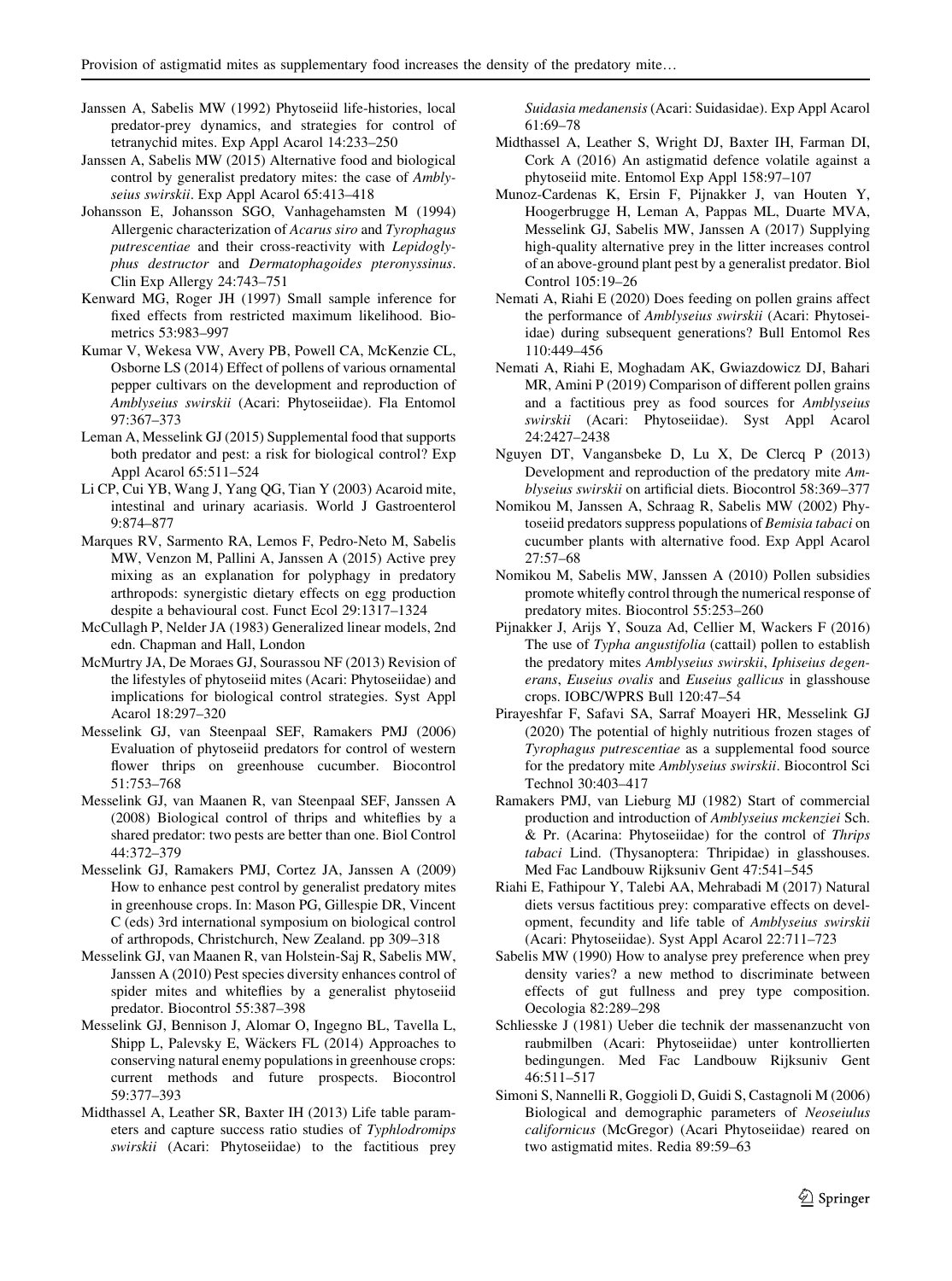Janssen A, Sabelis MW (1992) Phytoseiid life-histories, local predator-prey dynamics, and strategies for control of tetranychid mites. Exp Appl Acarol 14:233–250

Janssen A, Sabelis MW (2015) Alternative food and biological control by generalist predatory mites: the case of *Amblyseius swirskii*. Exp Appl Acarol 65:413–418

Johansson E, Johansson SGO, Vanhagehamsten M (1994) Allergenic characterization of *Acarus siro* and *Tyrophagus putrescentiae* and their cross-reactivity with *Lepidoglyphus destructor* and *Dermatophagoides pteronyssinus*. Clin Exp Allergy 24:743–751

Kenward MG, Roger JH (1997) Small sample inference for fixed effects from restricted maximum likelihood. Biometrics 53:983–997

Kumar V, Wekesa VW, Avery PB, Powell CA, McKenzie CL, Osborne LS (2014) Effect of pollens of various ornamental pepper cultivars on the development and reproduction of *Amblyseius swirskii* (Acari: Phytoseiidae). Fla Entomol 97:367–373

Leman A, Messelink GJ (2015) Supplemental food that supports both predator and pest: a risk for biological control? Exp Appl Acarol 65:511–524

Li CP, Cui YB, Wang J, Yang QG, Tian Y (2003) Acaroid mite, intestinal and urinary acariasis. World J Gastroenterol 9:874–877

Marques RV, Sarmento RA, Lemos F, Pedro-Neto M, Sabelis MW, Venzon M, Pallini A, Janssen A (2015) Active prey mixing as an explanation for polyphagy in predatory arthropods: synergistic dietary effects on egg production despite a behavioural cost. Funct Ecol 29:1317–1324

McCullagh P, Nelder JA (1983) Generalized linear models, 2nd edn. Chapman and Hall, London

McMurtry JA, De Moraes GJ, Sourassou NF (2013) Revision of the lifestyles of phytoseiid mites (Acari: Phytoseiidae) and implications for biological control strategies. Syst Appl Acarol 18:297–320

Messelink GJ, van Steenpaal SEF, Ramakers PMJ (2006) Evaluation of phytoseiid predators for control of western flower thrips on greenhouse cucumber. Biocontrol 51:753–768

Messelink GJ, van Maanen R, van Steenpaal SEF, Janssen A (2008) Biological control of thrips and whiteflies by a shared predator: two pests are better than one. Biol Control 44:372–379

Messelink GJ, Ramakers PMJ, Cortez JA, Janssen A (2009) How to enhance pest control by generalist predatory mites in greenhouse crops. In: Mason PG, Gillespie DR, Vincent C (eds) 3rd international symposium on biological control of arthropods, Christchurch, New Zealand. pp 309–318

Messelink GJ, van Maanen R, van Holstein-Saj R, Sabelis MW, Janssen A (2010) Pest species diversity enhances control of spider mites and whiteflies by a generalist phytoseiid predator. Biocontrol 55:387–398

Messelink GJ, Bennison J, Alomar O, Ingegno BL, Tavella L, Shipp L, Palevsky E, Wäckers FL (2014) Approaches to conserving natural enemy populations in greenhouse crops: current methods and future prospects. Biocontrol 59:377–393

Midthassel A, Leather SR, Baxter IH (2013) Life table parameters and capture success ratio studies of *Typhlodromips swirskii* (Acari: Phytoseiidae) to the factitious prey *Suidasia medanensis* (Acari: Suidasidae). Exp Appl Acarol 61:69–78

Midthassel A, Leather S, Wright DJ, Baxter IH, Farman DI, Cork A (2016) An astigmatid defence volatile against a phytoseiid mite. Entomol Exp Appl 158:97–107

Munoz-Cardenas K, Ersin F, Pijnakker J, van Houten Y, Hoogerbrugge H, Leman A, Pappas ML, Duarte MVA, Messelink GJ, Sabelis MW, Janssen A (2017) Supplying high-quality alternative prey in the litter increases control of an above-ground plant pest by a generalist predator. Biol Control 105:19–26

Nemati A, Riahi E (2020) Does feeding on pollen grains affect the performance of *Amblyseius swirskii* (Acari: Phytoseiidae) during subsequent generations? Bull Entomol Res 110:449–456

Nemati A, Riahi E, Moghadam AK, Gwiazdowicz DJ, Bahari MR, Amini P (2019) Comparison of different pollen grains and a factitious prey as food sources for *Amblyseius swirskii* (Acari: Phytoseiidae). Syst Appl Acarol 24:2427–2438

Nguyen DT, Vangansbeke D, Lu X, De Clercq P (2013) Development and reproduction of the predatory mite *Amblyseius swirskii* on artificial diets. Biocontrol 58:369–377

Nomikou M, Janssen A, Schraag R, Sabelis MW (2002) Phytoseiid predators suppress populations of *Bemisia tabaci* on cucumber plants with alternative food. Exp Appl Acarol 27:57–68

Nomikou M, Sabelis MW, Janssen A (2010) Pollen subsidies promote whitefly control through the numerical response of predatory mites. Biocontrol 55:253–260

Pijnakker J, Arijs Y, Souza Ad, Cellier M, Wackers F (2016) The use of *Typha angustifolia* (cattail) pollen to establish the predatory mites *Amblyseius swirskii*, *Iphiseius degenerans*, *Euseius ovalis* and *Euseius gallicus* in glasshouse crops. IOBC/WPRS Bull 120:47–54

Pirayeshfar F, Safavi SA, Sarraf Moayeri HR, Messelink GJ (2020) The potential of highly nutritious frozen stages of *Tyrophagus putrescentiae* as a supplemental food source for the predatory mite *Amblyseius swirskii*. Biocontrol Sci Technol 30:403–417

Ramakers PMJ, van Lieburg MJ (1982) Start of commercial production and introduction of *Amblyseius mckenziei* Sch. & Pr. (Acarina: Phytoseiidae) for the control of *Thrips tabaci* Lind. (Thysanoptera: Thripidae) in glasshouses. Med Fac Landbouw Rijksuniv Gent 47:541–545

Riahi E, Fathipour Y, Talebi AA, Mehrabadi M (2017) Natural diets versus factitious prey: comparative effects on development, fecundity and life table of *Amblyseius swirskii* (Acari: Phytoseiidae). Syst Appl Acarol 22:711–723

Sabelis MW (1990) How to analyse prey preference when prey density varies? a new method to discriminate between effects of gut fullness and prey type composition. Oecologia 82:289–298

Schliesske J (1981) Ueber die technik der massenanzucht von raubmilben (Acari: Phytoseiidae) unter kontrollierten bedingungen. Med Fac Landbouw Rijksuniv Gent 46:511–517

Simoni S, Nannelli R, Goggioli D, Guidi S, Castagnoli M (2006) Biological and demographic parameters of *Neoseiulus californicus* (McGregor) (Acari Phytoseiidae) reared on two astigmatid mites. Redia 89:59–63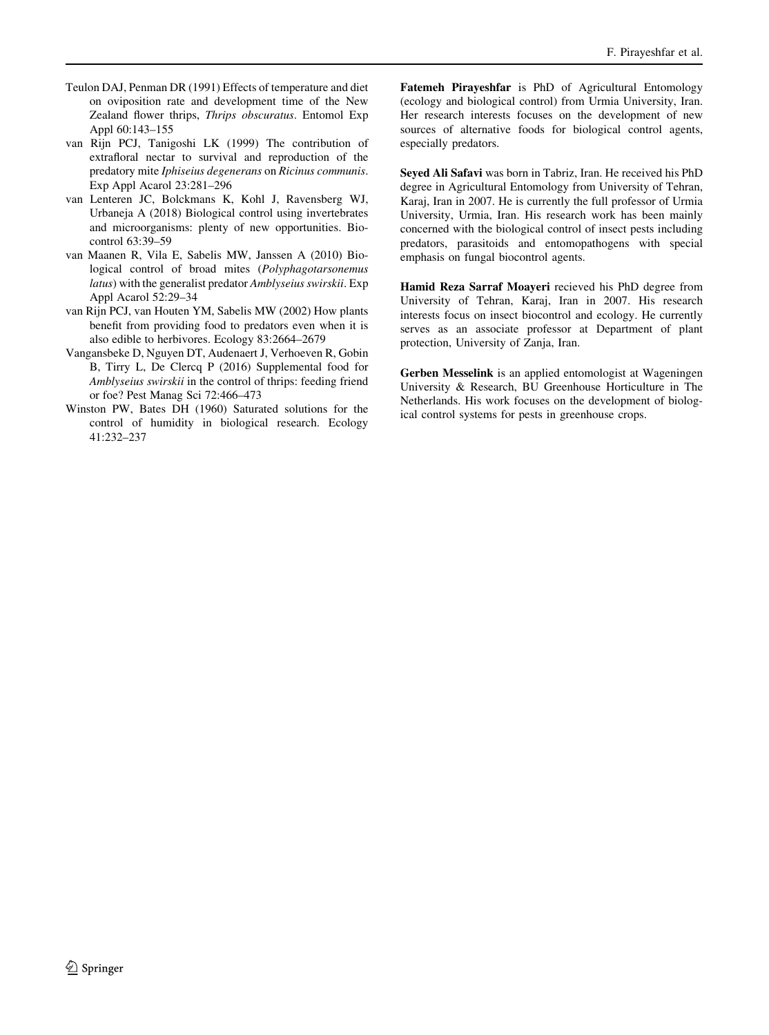Teulon DAJ, Penman DR (1991) Effects of temperature and diet on oviposition rate and development time of the New Zealand flower thrips, *Thrips obscuratus*. Entomol Exp Appl 60:143–155

van Rijn PCJ, Tanigoshi LK (1999) The contribution of extrafloral nectar to survival and reproduction of the predatory mite *Iphiseius degenerans* on *Ricinus communis*. Exp Appl Acarol 23:281–296

van Lenteren JC, Bolckmans K, Kohl J, Ravensberg WJ, Urbaneja A (2018) Biological control using invertebrates and microorganisms: plenty of new opportunities. Biocontrol 63:39–59

van Maanen R, Vila E, Sabelis MW, Janssen A (2010) Biological control of broad mites (*Polyphagotarsonemus latus*) with the generalist predator *Amblyseius swirskii*. Exp Appl Acarol 52:29–34

van Rijn PCJ, van Houten YM, Sabelis MW (2002) How plants benefit from providing food to predators even when it is also edible to herbivores. Ecology 83:2664–2679

Vangansbeke D, Nguyen DT, Audenaert J, Verhoeven R, Gobin B, Tirry L, De Clercq P (2016) Supplemental food for *Amblyseius swirskii* in the control of thrips: feeding friend or foe? Pest Manag Sci 72:466–473

Winston PW, Bates DH (1960) Saturated solutions for the control of humidity in biological research. Ecology 41:232–237

**Fatemeh Pirayeshfar** is PhD of Agricultural Entomology (ecology and biological control) from Urmia University, Iran. Her research interests focuses on the development of new sources of alternative foods for biological control agents, especially predators.

**Seyed Ali Safavi** was born in Tabriz, Iran. He received his PhD degree in Agricultural Entomology from University of Tehran, Karaj, Iran in 2007. He is currently the full professor of Urmia University, Urmia, Iran. His research work has been mainly concerned with the biological control of insect pests including predators, parasitoids and entomopathogens with special emphasis on fungal biocontrol agents.

**Hamid Reza Sarraf Moayeri** recieved his PhD degree from University of Tehran, Karaj, Iran in 2007. His research interests focus on insect biocontrol and ecology. He currently serves as an associate professor at Department of plant protection, University of Zanja, Iran.

**Gerben Messelink** is an applied entomologist at Wageningen University & Research, BU Greenhouse Horticulture in The Netherlands. His work focuses on the development of biological control systems for pests in greenhouse crops.